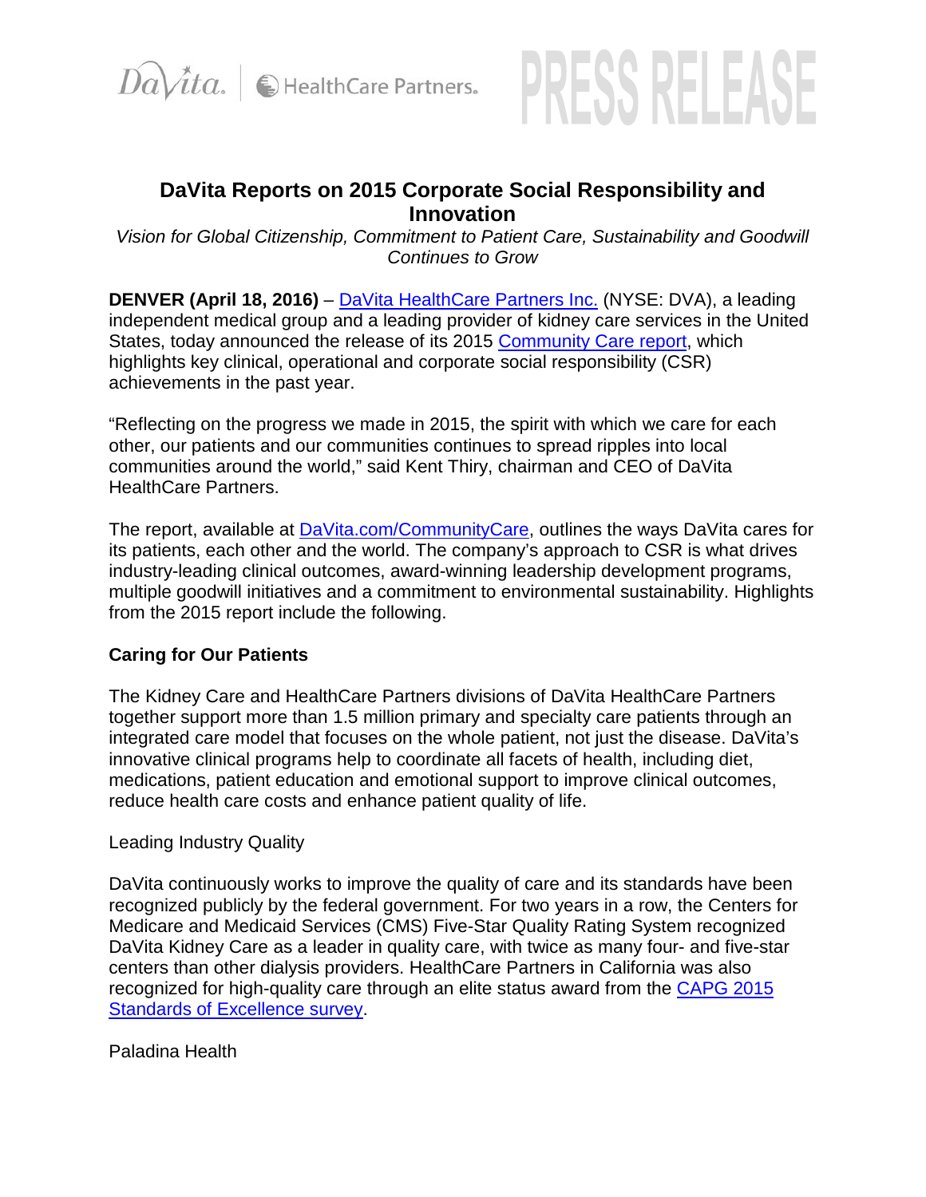DaVita. | HealthCare Partners. **PRESS RELEASE**

# DaVita Reports on 2015 Corporate Social Responsibility and Innovation

*Vision for Global Citizenship, Commitment to Patient Care, Sustainability and Goodwill Continues to Grow*

**DENVER (April 18, 2016)** – [DaVita HealthCare Partners Inc.](DaVita HealthCare Partners Inc.) (NYSE: DVA), a leading independent medical group and a leading provider of kidney care services in the United States, today announced the release of its 2015 [Community Care report](Community Care report), which highlights key clinical, operational and corporate social responsibility (CSR) achievements in the past year.

"Reflecting on the progress we made in 2015, the spirit with which we care for each other, our patients and our communities continues to spread ripples into local communities around the world," said Kent Thiry, chairman and CEO of DaVita HealthCare Partners.

The report, available at [DaVita.com/CommunityCare](DaVita.com/CommunityCare), outlines the ways DaVita cares for its patients, each other and the world. The company's approach to CSR is what drives industry-leading clinical outcomes, award-winning leadership development programs, multiple goodwill initiatives and a commitment to environmental sustainability. Highlights from the 2015 report include the following.

## Caring for Our Patients

The Kidney Care and HealthCare Partners divisions of DaVita HealthCare Partners together support more than 1.5 million primary and specialty care patients through an integrated care model that focuses on the whole patient, not just the disease. DaVita's innovative clinical programs help to coordinate all facets of health, including diet, medications, patient education and emotional support to improve clinical outcomes, reduce health care costs and enhance patient quality of life.

Leading Industry Quality

DaVita continuously works to improve the quality of care and its standards have been recognized publicly by the federal government. For two years in a row, the Centers for Medicare and Medicaid Services (CMS) Five-Star Quality Rating System recognized DaVita Kidney Care as a leader in quality care, with twice as many four- and five-star centers than other dialysis providers. HealthCare Partners in California was also recognized for high-quality care through an elite status award from the [CAPG 2015 Standards of Excellence survey](CAPG 2015 Standards of Excellence survey).

Paladina Health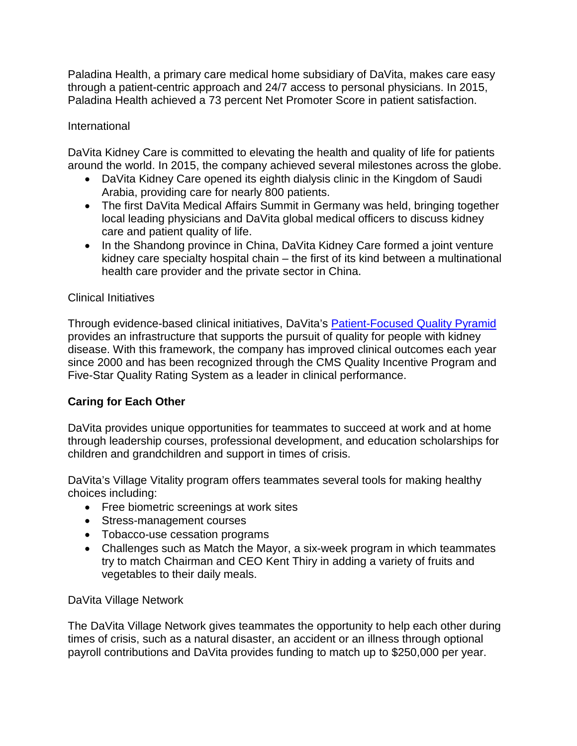Paladina Health, a primary care medical home subsidiary of DaVita, makes care easy through a patient-centric approach and 24/7 access to personal physicians. In 2015, Paladina Health achieved a 73 percent Net Promoter Score in patient satisfaction.

International

DaVita Kidney Care is committed to elevating the health and quality of life for patients around the world. In 2015, the company achieved several milestones across the globe.

- DaVita Kidney Care opened its eighth dialysis clinic in the Kingdom of Saudi Arabia, providing care for nearly 800 patients.
- The first DaVita Medical Affairs Summit in Germany was held, bringing together local leading physicians and DaVita global medical officers to discuss kidney care and patient quality of life.
- In the Shandong province in China, DaVita Kidney Care formed a joint venture kidney care specialty hospital chain – the first of its kind between a multinational health care provider and the private sector in China.

Clinical Initiatives

Through evidence-based clinical initiatives, DaVita's Patient-Focused Quality Pyramid provides an infrastructure that supports the pursuit of quality for people with kidney disease. With this framework, the company has improved clinical outcomes each year since 2000 and has been recognized through the CMS Quality Incentive Program and Five-Star Quality Rating System as a leader in clinical performance.

**Caring for Each Other**

DaVita provides unique opportunities for teammates to succeed at work and at home through leadership courses, professional development, and education scholarships for children and grandchildren and support in times of crisis.

DaVita's Village Vitality program offers teammates several tools for making healthy choices including:

- Free biometric screenings at work sites
- Stress-management courses
- Tobacco-use cessation programs
- Challenges such as Match the Mayor, a six-week program in which teammates try to match Chairman and CEO Kent Thiry in adding a variety of fruits and vegetables to their daily meals.

DaVita Village Network

The DaVita Village Network gives teammates the opportunity to help each other during times of crisis, such as a natural disaster, an accident or an illness through optional payroll contributions and DaVita provides funding to match up to $250,000 per year.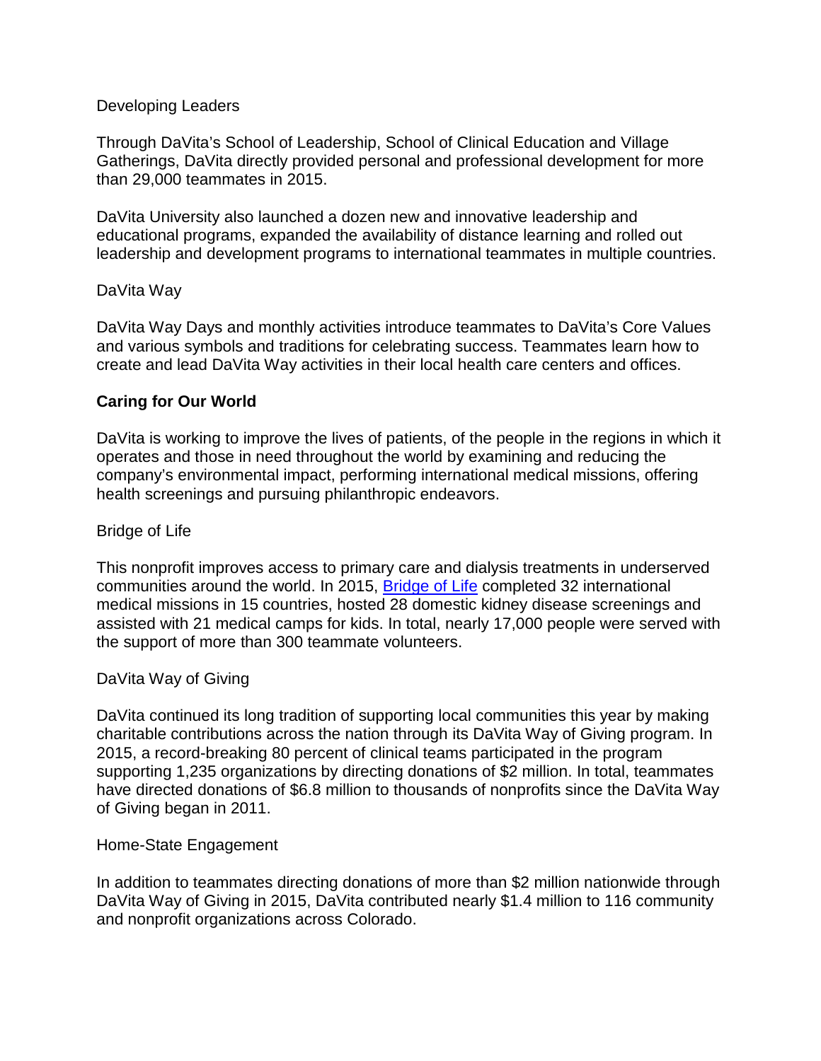Developing Leaders

Through DaVita's School of Leadership, School of Clinical Education and Village Gatherings, DaVita directly provided personal and professional development for more than 29,000 teammates in 2015.

DaVita University also launched a dozen new and innovative leadership and educational programs, expanded the availability of distance learning and rolled out leadership and development programs to international teammates in multiple countries.

DaVita Way

DaVita Way Days and monthly activities introduce teammates to DaVita's Core Values and various symbols and traditions for celebrating success. Teammates learn how to create and lead DaVita Way activities in their local health care centers and offices.

## Caring for Our World

DaVita is working to improve the lives of patients, of the people in the regions in which it operates and those in need throughout the world by examining and reducing the company's environmental impact, performing international medical missions, offering health screenings and pursuing philanthropic endeavors.

Bridge of Life

This nonprofit improves access to primary care and dialysis treatments in underserved communities around the world. In 2015, Bridge of Life completed 32 international medical missions in 15 countries, hosted 28 domestic kidney disease screenings and assisted with 21 medical camps for kids. In total, nearly 17,000 people were served with the support of more than 300 teammate volunteers.

DaVita Way of Giving

DaVita continued its long tradition of supporting local communities this year by making charitable contributions across the nation through its DaVita Way of Giving program. In 2015, a record-breaking 80 percent of clinical teams participated in the program supporting 1,235 organizations by directing donations of $2 million. In total, teammates have directed donations of $6.8 million to thousands of nonprofits since the DaVita Way of Giving began in 2011.

Home-State Engagement

In addition to teammates directing donations of more than $2 million nationwide through DaVita Way of Giving in 2015, DaVita contributed nearly $1.4 million to 116 community and nonprofit organizations across Colorado.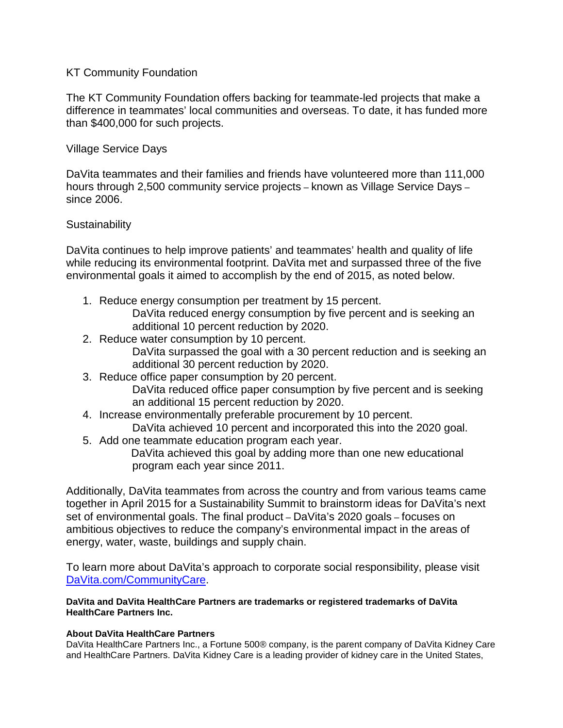KT Community Foundation

The KT Community Foundation offers backing for teammate-led projects that make a difference in teammates' local communities and overseas. To date, it has funded more than $400,000 for such projects.

Village Service Days

DaVita teammates and their families and friends have volunteered more than 111,000 hours through 2,500 community service projects – known as Village Service Days – since 2006.

Sustainability

DaVita continues to help improve patients' and teammates' health and quality of life while reducing its environmental footprint. DaVita met and surpassed three of the five environmental goals it aimed to accomplish by the end of 2015, as noted below.

1. Reduce energy consumption per treatment by 15 percent.
   DaVita reduced energy consumption by five percent and is seeking an additional 10 percent reduction by 2020.
2. Reduce water consumption by 10 percent.
   DaVita surpassed the goal with a 30 percent reduction and is seeking an additional 30 percent reduction by 2020.
3. Reduce office paper consumption by 20 percent.
   DaVita reduced office paper consumption by five percent and is seeking an additional 15 percent reduction by 2020.
4. Increase environmentally preferable procurement by 10 percent.
   DaVita achieved 10 percent and incorporated this into the 2020 goal.
5. Add one teammate education program each year.
   DaVita achieved this goal by adding more than one new educational program each year since 2011.

Additionally, DaVita teammates from across the country and from various teams came together in April 2015 for a Sustainability Summit to brainstorm ideas for DaVita's next set of environmental goals. The final product – DaVita's 2020 goals – focuses on ambitious objectives to reduce the company's environmental impact in the areas of energy, water, waste, buildings and supply chain.

To learn more about DaVita's approach to corporate social responsibility, please visit [DaVita.com/CommunityCare](DaVita.com/CommunityCare).

**DaVita and DaVita HealthCare Partners are trademarks or registered trademarks of DaVita HealthCare Partners Inc.**

**About DaVita HealthCare Partners**

DaVita HealthCare Partners Inc., a Fortune 500® company, is the parent company of DaVita Kidney Care and HealthCare Partners. DaVita Kidney Care is a leading provider of kidney care in the United States,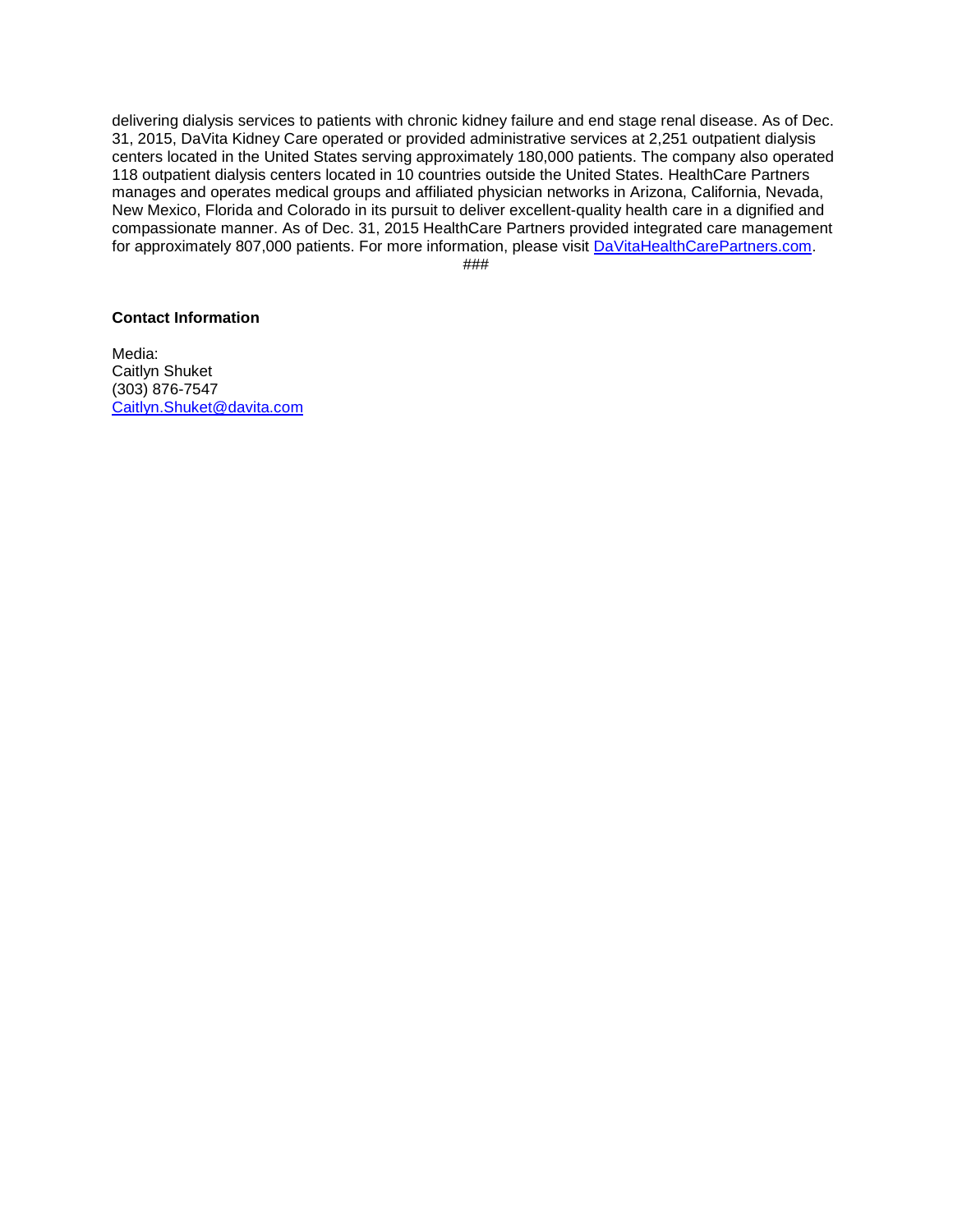delivering dialysis services to patients with chronic kidney failure and end stage renal disease. As of Dec. 31, 2015, DaVita Kidney Care operated or provided administrative services at 2,251 outpatient dialysis centers located in the United States serving approximately 180,000 patients. The company also operated 118 outpatient dialysis centers located in 10 countries outside the United States. HealthCare Partners manages and operates medical groups and affiliated physician networks in Arizona, California, Nevada, New Mexico, Florida and Colorado in its pursuit to deliver excellent-quality health care in a dignified and compassionate manner. As of Dec. 31, 2015 HealthCare Partners provided integrated care management for approximately 807,000 patients. For more information, please visit [DaVitaHealthCarePartners.com](http://DaVitaHealthCarePartners.com).

###

**Contact Information**

Media:
Caitlyn Shuket
(303) 876-7547
[Caitlyn.Shuket@davita.com](mailto:Caitlyn.Shuket@davita.com)